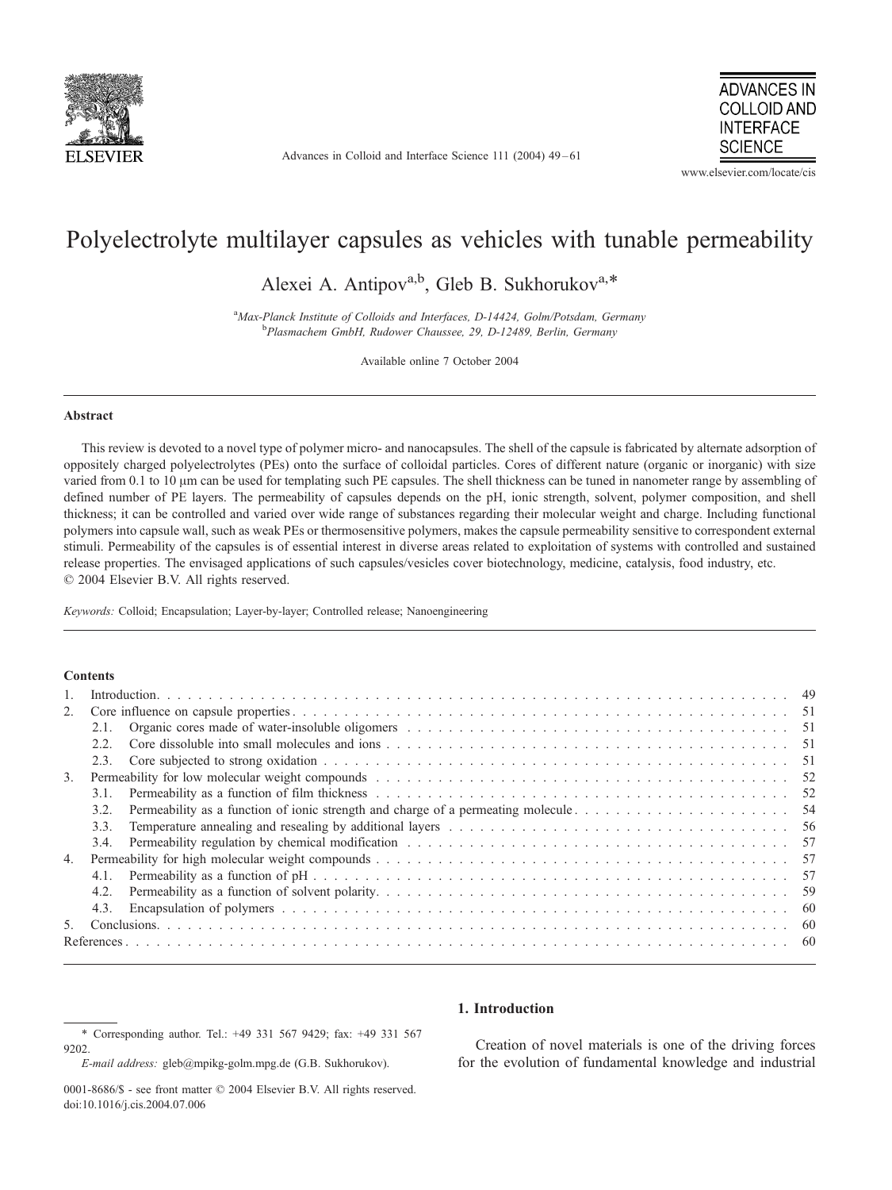# Polyelectrolyte multilayer capsules as vehicles with tunable permeability

Alexei A. Antipov[a,b], Gleb B. Sukhorukov[a,*]

[a]*Max-Planck Institute of Colloids and Interfaces, D-14424, Golm/Potsdam, Germany*
[b]*Plasmachem GmbH, Rudower Chaussee, 29, D-12489, Berlin, Germany*

Available online 7 October 2004

### Abstract

This review is devoted to a novel type of polymer micro- and nanocapsules. The shell of the capsule is fabricated by alternate adsorption of oppositely charged polyelectrolytes (PEs) onto the surface of colloidal particles. Cores of different nature (organic or inorganic) with size varied from 0.1 to 10 μm can be used for templating such PE capsules. The shell thickness can be tuned in nanometer range by assembling of defined number of PE layers. The permeability of capsules depends on the pH, ionic strength, solvent, polymer composition, and shell thickness; it can be controlled and varied over wide range of substances regarding their molecular weight and charge. Including functional polymers into capsule wall, such as weak PEs or thermosensitive polymers, makes the capsule permeability sensitive to correspondent external stimuli. Permeability of the capsules is of essential interest in diverse areas related to exploitation of systems with controlled and sustained release properties. The envisaged applications of such capsules/vesicles cover biotechnology, medicine, catalysis, food industry, etc.
© 2004 Elsevier B.V. All rights reserved.

*Keywords:* Colloid; Encapsulation; Layer-by-layer; Controlled release; Nanoengineering

### Contents

1. Introduction . . . 49
2. Core influence on capsule properties . . . 51
   - 2.1. Organic cores made of water-insoluble oligomers . . . 51
   - 2.2. Core dissoluble into small molecules and ions . . . 51
   - 2.3. Core subjected to strong oxidation . . . 51
3. Permeability for low molecular weight compounds . . . 52
   - 3.1. Permeability as a function of film thickness . . . 52
   - 3.2. Permeability as a function of ionic strength and charge of a permeating molecule . . . 54
   - 3.3. Temperature annealing and resealing by additional layers . . . 56
   - 3.4. Permeability regulation by chemical modification . . . 57
4. Permeability for high molecular weight compounds . . . 57
   - 4.1. Permeability as a function of pH . . . 57
   - 4.2. Permeability as a function of solvent polarity . . . 59
   - 4.3. Encapsulation of polymers . . . 60
5. Conclusions . . . 60

References . . . 60

## 1. Introduction

Creation of novel materials is one of the driving forces for the evolution of fundamental knowledge and industrial

---

\* Corresponding author. Tel.: +49 331 567 9429; fax: +49 331 567 9202.
*E-mail address:* gleb@mpikg-golm.mpg.de (G.B. Sukhorukov).

0001-8686/$ - see front matter © 2004 Elsevier B.V. All rights reserved.
doi:10.1016/j.cis.2004.07.006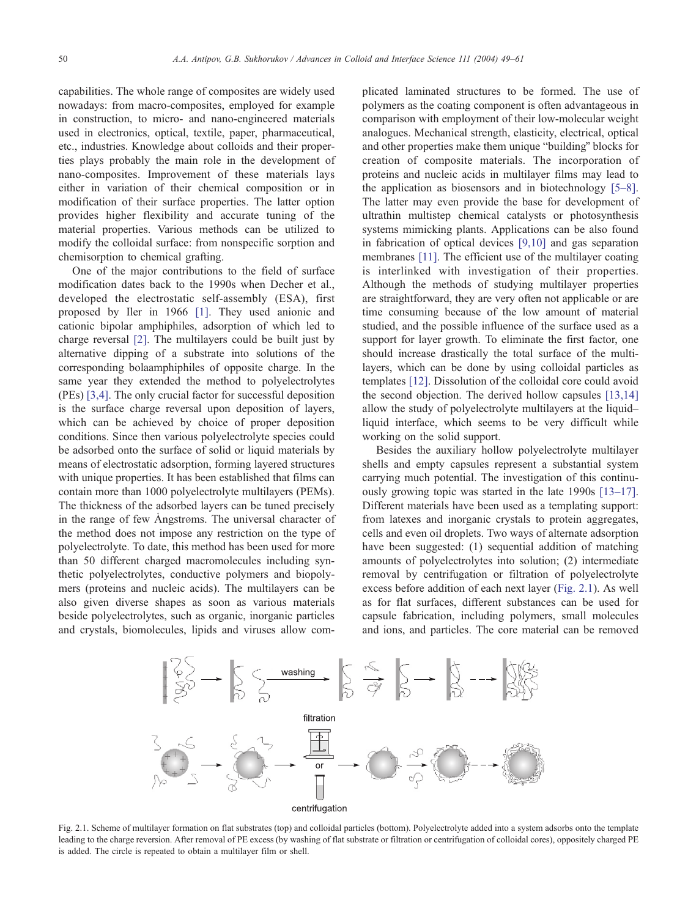capabilities. The whole range of composites are widely used nowadays: from macro-composites, employed for example in construction, to micro- and nano-engineered materials used in electronics, optical, textile, paper, pharmaceutical, etc., industries. Knowledge about colloids and their properties plays probably the main role in the development of nano-composites. Improvement of these materials lays either in variation of their chemical composition or in modification of their surface properties. The latter option provides higher flexibility and accurate tuning of the material properties. Various methods can be utilized to modify the colloidal surface: from nonspecific sorption and chemisorption to chemical grafting.

One of the major contributions to the field of surface modification dates back to the 1990s when Decher et al., developed the electrostatic self-assembly (ESA), first proposed by Iler in 1966 [1]. They used anionic and cationic bipolar amphiphiles, adsorption of which led to charge reversal [2]. The multilayers could be built just by alternative dipping of a substrate into solutions of the corresponding bolaamphiphiles of opposite charge. In the same year they extended the method to polyelectrolytes (PEs) [3,4]. The only crucial factor for successful deposition is the surface charge reversal upon deposition of layers, which can be achieved by choice of proper deposition conditions. Since then various polyelectrolyte species could be adsorbed onto the surface of solid or liquid materials by means of electrostatic adsorption, forming layered structures with unique properties. It has been established that films can contain more than 1000 polyelectrolyte multilayers (PEMs). The thickness of the adsorbed layers can be tuned precisely in the range of few Ångstrøms. The universal character of the method does not impose any restriction on the type of polyelectrolyte. To date, this method has been used for more than 50 different charged macromolecules including synthetic polyelectrolytes, conductive polymers and biopolymers (proteins and nucleic acids). The multilayers can be also given diverse shapes as soon as various materials beside polyelectrolytes, such as organic, inorganic particles and crystals, biomolecules, lipids and viruses allow complicated laminated structures to be formed. The use of polymers as the coating component is often advantageous in comparison with employment of their low-molecular weight analogues. Mechanical strength, elasticity, electrical, optical and other properties make them unique "building" blocks for creation of composite materials. The incorporation of proteins and nucleic acids in multilayer films may lead to the application as biosensors and in biotechnology [5–8]. The latter may even provide the base for development of ultrathin multistep chemical catalysts or photosynthesis systems mimicking plants. Applications can be also found in fabrication of optical devices [9,10] and gas separation membranes [11]. The efficient use of the multilayer coating is interlinked with investigation of their properties. Although the methods of studying multilayer properties are straightforward, they are very often not applicable or are time consuming because of the low amount of material studied, and the possible influence of the surface used as a support for layer growth. To eliminate the first factor, one should increase drastically the total surface of the multilayers, which can be done by using colloidal particles as templates [12]. Dissolution of the colloidal core could avoid the second objection. The derived hollow capsules [13,14] allow the study of polyelectrolyte multilayers at the liquid–liquid interface, which seems to be very difficult while working on the solid support.

Besides the auxiliary hollow polyelectrolyte multilayer shells and empty capsules represent a substantial system carrying much potential. The investigation of this continuously growing topic was started in the late 1990s [13–17]. Different materials have been used as a templating support: from latexes and inorganic crystals to protein aggregates, cells and even oil droplets. Two ways of alternate adsorption have been suggested: (1) sequential addition of matching amounts of polyelectrolytes into solution; (2) intermediate removal by centrifugation or filtration of polyelectrolyte excess before addition of each next layer (Fig. 2.1). As well as for flat surfaces, different substances can be used for capsule fabrication, including polymers, small molecules and ions, and particles. The core material can be removed

Fig. 2.1. Scheme of multilayer formation on flat substrates (top) and colloidal particles (bottom). Polyelectrolyte added into a system adsorbs onto the template leading to the charge reversion. After removal of PE excess (by washing of flat substrate or filtration or centrifugation of colloidal cores), oppositely charged PE is added. The circle is repeated to obtain a multilayer film or shell.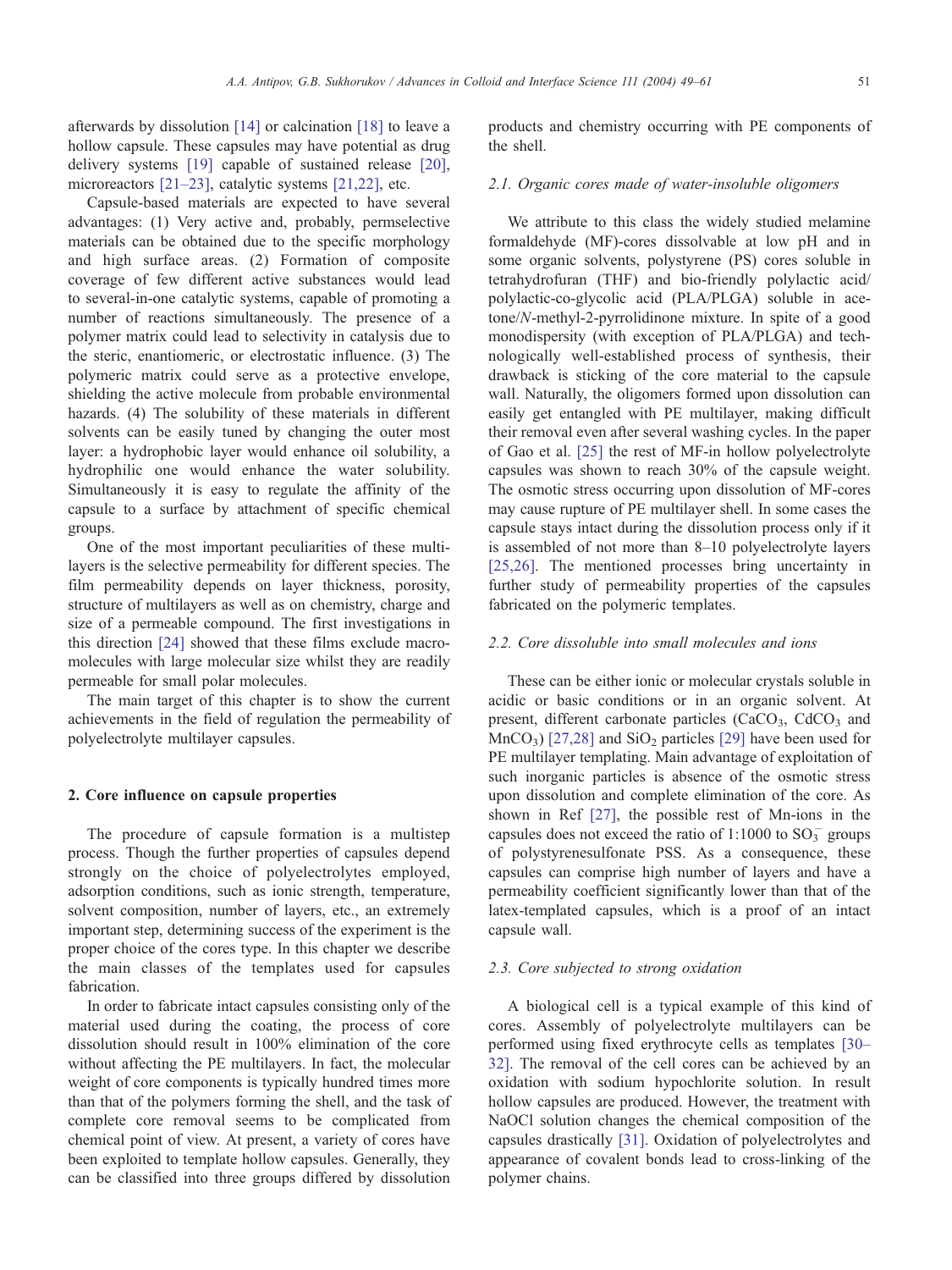afterwards by dissolution [14] or calcination [18] to leave a hollow capsule. These capsules may have potential as drug delivery systems [19] capable of sustained release [20], microreactors [21–23], catalytic systems [21,22], etc.

Capsule-based materials are expected to have several advantages: (1) Very active and, probably, permselective materials can be obtained due to the specific morphology and high surface areas. (2) Formation of composite coverage of few different active substances would lead to several-in-one catalytic systems, capable of promoting a number of reactions simultaneously. The presence of a polymer matrix could lead to selectivity in catalysis due to the steric, enantiomeric, or electrostatic influence. (3) The polymeric matrix could serve as a protective envelope, shielding the active molecule from probable environmental hazards. (4) The solubility of these materials in different solvents can be easily tuned by changing the outer most layer: a hydrophobic layer would enhance oil solubility, a hydrophilic one would enhance the water solubility. Simultaneously it is easy to regulate the affinity of the capsule to a surface by attachment of specific chemical groups.

One of the most important peculiarities of these multilayers is the selective permeability for different species. The film permeability depends on layer thickness, porosity, structure of multilayers as well as on chemistry, charge and size of a permeable compound. The first investigations in this direction [24] showed that these films exclude macromolecules with large molecular size whilst they are readily permeable for small polar molecules.

The main target of this chapter is to show the current achievements in the field of regulation the permeability of polyelectrolyte multilayer capsules.

## 2. Core influence on capsule properties

The procedure of capsule formation is a multistep process. Though the further properties of capsules depend strongly on the choice of polyelectrolytes employed, adsorption conditions, such as ionic strength, temperature, solvent composition, number of layers, etc., an extremely important step, determining success of the experiment is the proper choice of the cores type. In this chapter we describe the main classes of the templates used for capsules fabrication.

In order to fabricate intact capsules consisting only of the material used during the coating, the process of core dissolution should result in 100% elimination of the core without affecting the PE multilayers. In fact, the molecular weight of core components is typically hundred times more than that of the polymers forming the shell, and the task of complete core removal seems to be complicated from chemical point of view. At present, a variety of cores have been exploited to template hollow capsules. Generally, they can be classified into three groups differed by dissolution products and chemistry occurring with PE components of the shell.

### 2.1. Organic cores made of water-insoluble oligomers

We attribute to this class the widely studied melamine formaldehyde (MF)-cores dissolvable at low pH and in some organic solvents, polystyrene (PS) cores soluble in tetrahydrofuran (THF) and bio-friendly polylactic acid/polylactic-co-glycolic acid (PLA/PLGA) soluble in acetone/*N*-methyl-2-pyrrolidinone mixture. In spite of a good monodispersity (with exception of PLA/PLGA) and technologically well-established process of synthesis, their drawback is sticking of the core material to the capsule wall. Naturally, the oligomers formed upon dissolution can easily get entangled with PE multilayer, making difficult their removal even after several washing cycles. In the paper of Gao et al. [25] the rest of MF-in hollow polyelectrolyte capsules was shown to reach 30% of the capsule weight. The osmotic stress occurring upon dissolution of MF-cores may cause rupture of PE multilayer shell. In some cases the capsule stays intact during the dissolution process only if it is assembled of not more than 8–10 polyelectrolyte layers [25,26]. The mentioned processes bring uncertainty in further study of permeability properties of the capsules fabricated on the polymeric templates.

### 2.2. Core dissoluble into small molecules and ions

These can be either ionic or molecular crystals soluble in acidic or basic conditions or in an organic solvent. At present, different carbonate particles ($CaCO_3$, $CdCO_3$ and $MnCO_3$) [27,28] and $SiO_2$ particles [29] have been used for PE multilayer templating. Main advantage of exploitation of such inorganic particles is absence of the osmotic stress upon dissolution and complete elimination of the core. As shown in Ref [27], the possible rest of Mn-ions in the capsules does not exceed the ratio of 1:1000 to $SO_3^-$ groups of polystyrenesulfonate PSS. As a consequence, these capsules can comprise high number of layers and have a permeability coefficient significantly lower than that of the latex-templated capsules, which is a proof of an intact capsule wall.

### 2.3. Core subjected to strong oxidation

A biological cell is a typical example of this kind of cores. Assembly of polyelectrolyte multilayers can be performed using fixed erythrocyte cells as templates [30–32]. The removal of the cell cores can be achieved by an oxidation with sodium hypochlorite solution. In result hollow capsules are produced. However, the treatment with NaOCl solution changes the chemical composition of the capsules drastically [31]. Oxidation of polyelectrolytes and appearance of covalent bonds lead to cross-linking of the polymer chains.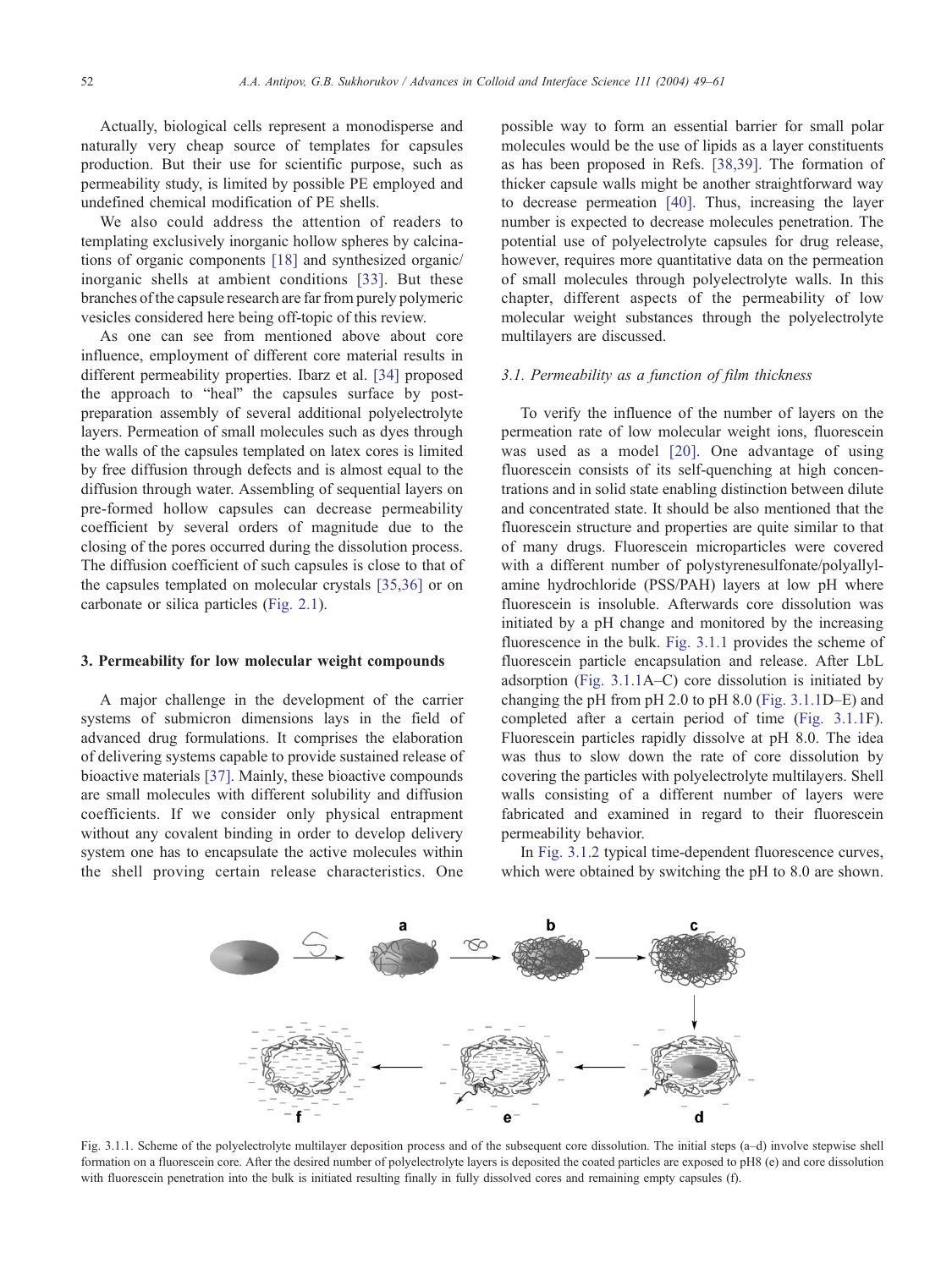Actually, biological cells represent a monodisperse and naturally very cheap source of templates for capsules production. But their use for scientific purpose, such as permeability study, is limited by possible PE employed and undefined chemical modification of PE shells.

We also could address the attention of readers to templating exclusively inorganic hollow spheres by calcinations of organic components [18] and synthesized organic/inorganic shells at ambient conditions [33]. But these branches of the capsule research are far from purely polymeric vesicles considered here being off-topic of this review.

As one can see from mentioned above about core influence, employment of different core material results in different permeability properties. Ibarz et al. [34] proposed the approach to "heal" the capsules surface by post-preparation assembly of several additional polyelectrolyte layers. Permeation of small molecules such as dyes through the walls of the capsules templated on latex cores is limited by free diffusion through defects and is almost equal to the diffusion through water. Assembling of sequential layers on pre-formed hollow capsules can decrease permeability coefficient by several orders of magnitude due to the closing of the pores occurred during the dissolution process. The diffusion coefficient of such capsules is close to that of the capsules templated on molecular crystals [35,36] or on carbonate or silica particles (Fig. 2.1).

## 3. Permeability for low molecular weight compounds

A major challenge in the development of the carrier systems of submicron dimensions lays in the field of advanced drug formulations. It comprises the elaboration of delivering systems capable to provide sustained release of bioactive materials [37]. Mainly, these bioactive compounds are small molecules with different solubility and diffusion coefficients. If we consider only physical entrapment without any covalent binding in order to develop delivery system one has to encapsulate the active molecules within the shell proving certain release characteristics. One possible way to form an essential barrier for small polar molecules would be the use of lipids as a layer constituents as has been proposed in Refs. [38,39]. The formation of thicker capsule walls might be another straightforward way to decrease permeation [40]. Thus, increasing the layer number is expected to decrease molecules penetration. The potential use of polyelectrolyte capsules for drug release, however, requires more quantitative data on the permeation of small molecules through polyelectrolyte walls. In this chapter, different aspects of the permeability of low molecular weight substances through the polyelectrolyte multilayers are discussed.

### 3.1. Permeability as a function of film thickness

To verify the influence of the number of layers on the permeation rate of low molecular weight ions, fluorescein was used as a model [20]. One advantage of using fluorescein consists of its self-quenching at high concentrations and in solid state enabling distinction between dilute and concentrated state. It should be also mentioned that the fluorescein structure and properties are quite similar to that of many drugs. Fluorescein microparticles were covered with a different number of polystyrenesulfonate/polyallylamine hydrochloride (PSS/PAH) layers at low pH where fluorescein is insoluble. Afterwards core dissolution was initiated by a pH change and monitored by the increasing fluorescence in the bulk. Fig. 3.1.1 provides the scheme of fluorescein particle encapsulation and release. After LbL adsorption (Fig. 3.1.1A–C) core dissolution is initiated by changing the pH from pH 2.0 to pH 8.0 (Fig. 3.1.1D–E) and completed after a certain period of time (Fig. 3.1.1F). Fluorescein particles rapidly dissolve at pH 8.0. The idea was thus to slow down the rate of core dissolution by covering the particles with polyelectrolyte multilayers. Shell walls consisting of a different number of layers were fabricated and examined in regard to their fluorescein permeability behavior.

In Fig. 3.1.2 typical time-dependent fluorescence curves, which were obtained by switching the pH to 8.0 are shown.

Fig. 3.1.1. Scheme of the polyelectrolyte multilayer deposition process and of the subsequent core dissolution. The initial steps (a–d) involve stepwise shell formation on a fluorescein core. After the desired number of polyelectrolyte layers is deposited the coated particles are exposed to pH8 (e) and core dissolution with fluorescein penetration into the bulk is initiated resulting finally in fully dissolved cores and remaining empty capsules (f).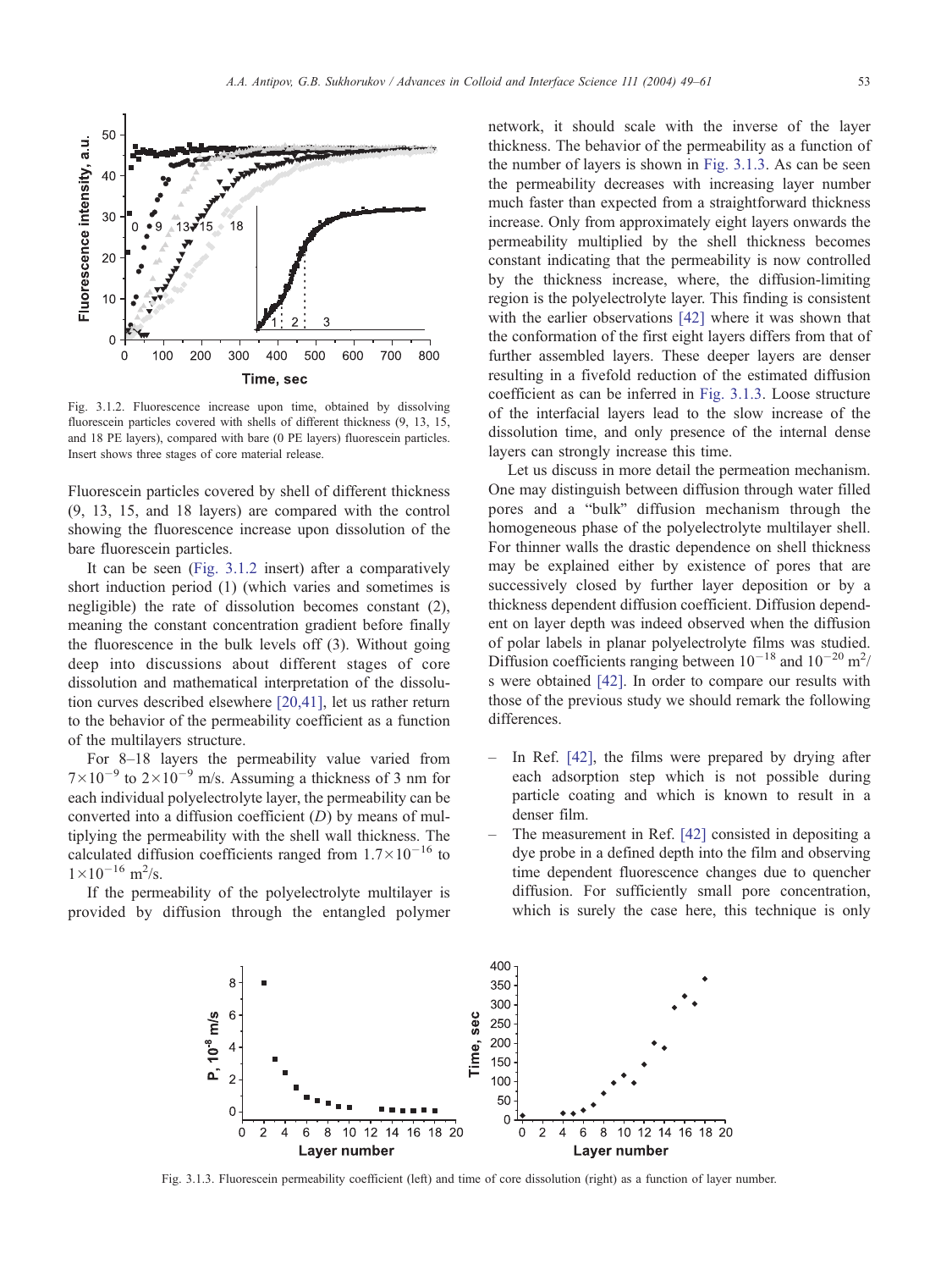Fig. 3.1.2. Fluorescence increase upon time, obtained by dissolving fluorescein particles covered with shells of different thickness (9, 13, 15, and 18 PE layers), compared with bare (0 PE layers) fluorescein particles. Insert shows three stages of core material release.

Fluorescein particles covered by shell of different thickness (9, 13, 15, and 18 layers) are compared with the control showing the fluorescence increase upon dissolution of the bare fluorescein particles.

It can be seen (Fig. 3.1.2 insert) after a comparatively short induction period (1) (which varies and sometimes is negligible) the rate of dissolution becomes constant (2), meaning the constant concentration gradient before finally the fluorescence in the bulk levels off (3). Without going deep into discussions about different stages of core dissolution and mathematical interpretation of the dissolution curves described elsewhere [20,41], let us rather return to the behavior of the permeability coefficient as a function of the multilayers structure.

For 8–18 layers the permeability value varied from $7\times10^{-9}$ to $2\times10^{-9}$ m/s. Assuming a thickness of 3 nm for each individual polyelectrolyte layer, the permeability can be converted into a diffusion coefficient ($D$) by means of multiplying the permeability with the shell wall thickness. The calculated diffusion coefficients ranged from $1.7\times10^{-16}$ to $1\times10^{-16}$ $m^2$/s.

If the permeability of the polyelectrolyte multilayer is provided by diffusion through the entangled polymer network, it should scale with the inverse of the layer thickness. The behavior of the permeability as a function of the number of layers is shown in Fig. 3.1.3. As can be seen the permeability decreases with increasing layer number much faster than expected from a straightforward thickness increase. Only from approximately eight layers onwards the permeability multiplied by the shell thickness becomes constant indicating that the permeability is now controlled by the thickness increase, where, the diffusion-limiting region is the polyelectrolyte layer. This finding is consistent with the earlier observations [42] where it was shown that the conformation of the first eight layers differs from that of further assembled layers. These deeper layers are denser resulting in a fivefold reduction of the estimated diffusion coefficient as can be inferred in Fig. 3.1.3. Loose structure of the interfacial layers lead to the slow increase of the dissolution time, and only presence of the internal dense layers can strongly increase this time.

Let us discuss in more detail the permeation mechanism. One may distinguish between diffusion through water filled pores and a "bulk" diffusion mechanism through the homogeneous phase of the polyelectrolyte multilayer shell. For thinner walls the drastic dependence on shell thickness may be explained either by existence of pores that are successively closed by further layer deposition or by a thickness dependent diffusion coefficient. Diffusion dependent on layer depth was indeed observed when the diffusion of polar labels in planar polyelectrolyte films was studied. Diffusion coefficients ranging between $10^{-18}$ and $10^{-20}$ $m^2$/s were obtained [42]. In order to compare our results with those of the previous study we should remark the following differences.

- In Ref. [42], the films were prepared by drying after each adsorption step which is not possible during particle coating and which is known to result in a denser film.
- The measurement in Ref. [42] consisted in depositing a dye probe in a defined depth into the film and observing time dependent fluorescence changes due to quencher diffusion. For sufficiently small pore concentration, which is surely the case here, this technique is only

Fig. 3.1.3. Fluorescein permeability coefficient (left) and time of core dissolution (right) as a function of layer number.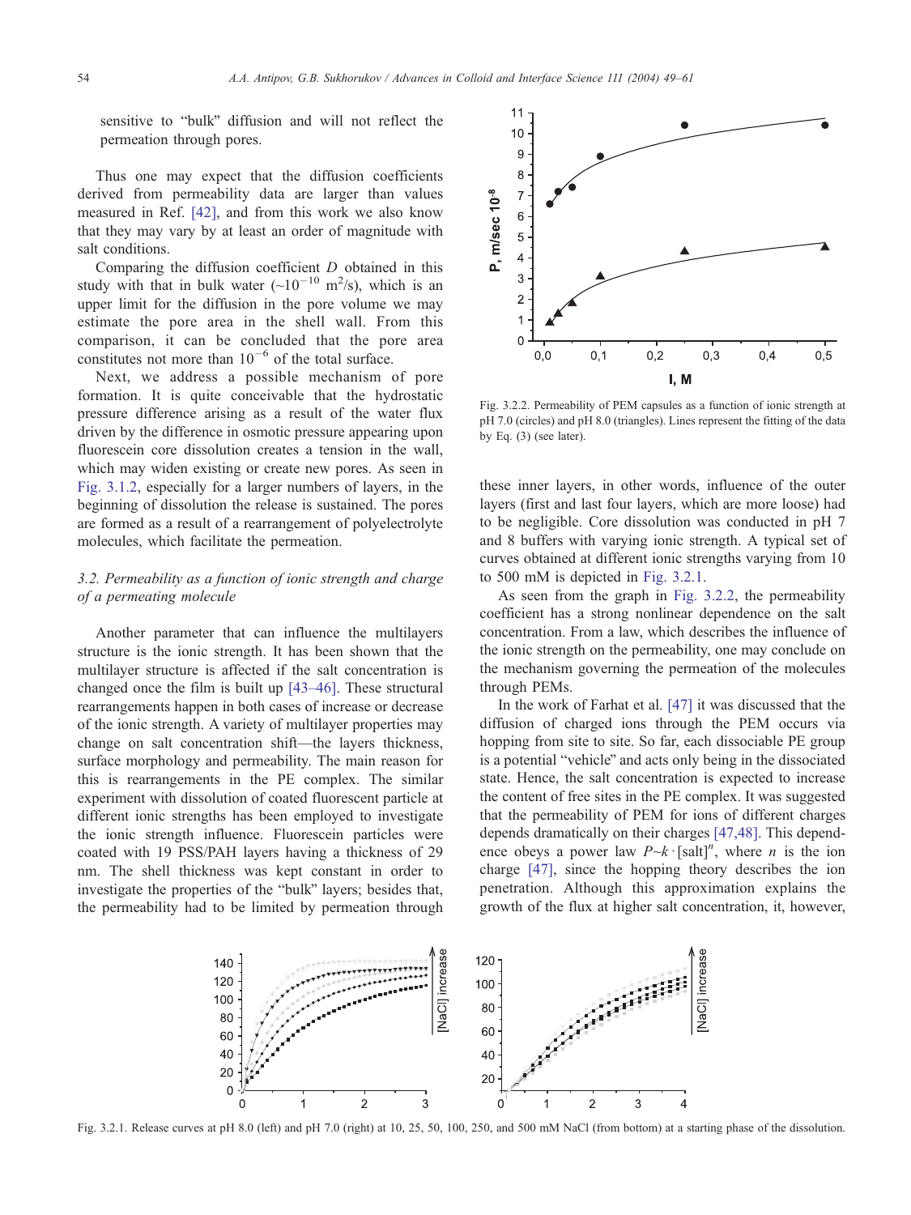sensitive to "bulk" diffusion and will not reflect the permeation through pores.

Thus one may expect that the diffusion coefficients derived from permeability data are larger than values measured in Ref. [42], and from this work we also know that they may vary by at least an order of magnitude with salt conditions.

Comparing the diffusion coefficient $D$ obtained in this study with that in bulk water ($\sim 10^{-10}$ m$^2$/s), which is an upper limit for the diffusion in the pore volume we may estimate the pore area in the shell wall. From this comparison, it can be concluded that the pore area constitutes not more than $10^{-6}$ of the total surface.

Next, we address a possible mechanism of pore formation. It is quite conceivable that the hydrostatic pressure difference arising as a result of the water flux driven by the difference in osmotic pressure appearing upon fluorescein core dissolution creates a tension in the wall, which may widen existing or create new pores. As seen in Fig. 3.1.2, especially for a larger numbers of layers, in the beginning of dissolution the release is sustained. The pores are formed as a result of a rearrangement of polyelectrolyte molecules, which facilitate the permeation.

### 3.2. Permeability as a function of ionic strength and charge of a permeating molecule

Another parameter that can influence the multilayers structure is the ionic strength. It has been shown that the multilayer structure is affected if the salt concentration is changed once the film is built up [43–46]. These structural rearrangements happen in both cases of increase or decrease of the ionic strength. A variety of multilayer properties may change on salt concentration shift—the layers thickness, surface morphology and permeability. The main reason for this is rearrangements in the PE complex. The similar experiment with dissolution of coated fluorescent particle at different ionic strengths has been employed to investigate the ionic strength influence. Fluorescein particles were coated with 19 PSS/PAH layers having a thickness of 29 nm. The shell thickness was kept constant in order to investigate the properties of the "bulk" layers; besides that, the permeability had to be limited by permeation through these inner layers, in other words, influence of the outer layers (first and last four layers, which are more loose) had to be negligible. Core dissolution was conducted in pH 7 and 8 buffers with varying ionic strength. A typical set of curves obtained at different ionic strengths varying from 10 to 500 mM is depicted in Fig. 3.2.1.

Fig. 3.2.2. Permeability of PEM capsules as a function of ionic strength at pH 7.0 (circles) and pH 8.0 (triangles). Lines represent the fitting of the data by Eq. (3) (see later).

As seen from the graph in Fig. 3.2.2, the permeability coefficient has a strong nonlinear dependence on the salt concentration. From a law, which describes the influence of the ionic strength on the permeability, one may conclude on the mechanism governing the permeation of the molecules through PEMs.

In the work of Farhat et al. [47] it was discussed that the diffusion of charged ions through the PEM occurs via hopping from site to site. So far, each dissociable PE group is a potential "vehicle" and acts only being in the dissociated state. Hence, the salt concentration is expected to increase the content of free sites in the PE complex. It was suggested that the permeability of PEM for ions of different charges depends dramatically on their charges [47,48]. This dependence obeys a power law $P \sim k \cdot [\text{salt}]^n$, where $n$ is the ion charge [47], since the hopping theory describes the ion penetration. Although this approximation explains the growth of the flux at higher salt concentration, it, however,

Fig. 3.2.1. Release curves at pH 8.0 (left) and pH 7.0 (right) at 10, 25, 50, 100, 250, and 500 mM NaCl (from bottom) at a starting phase of the dissolution.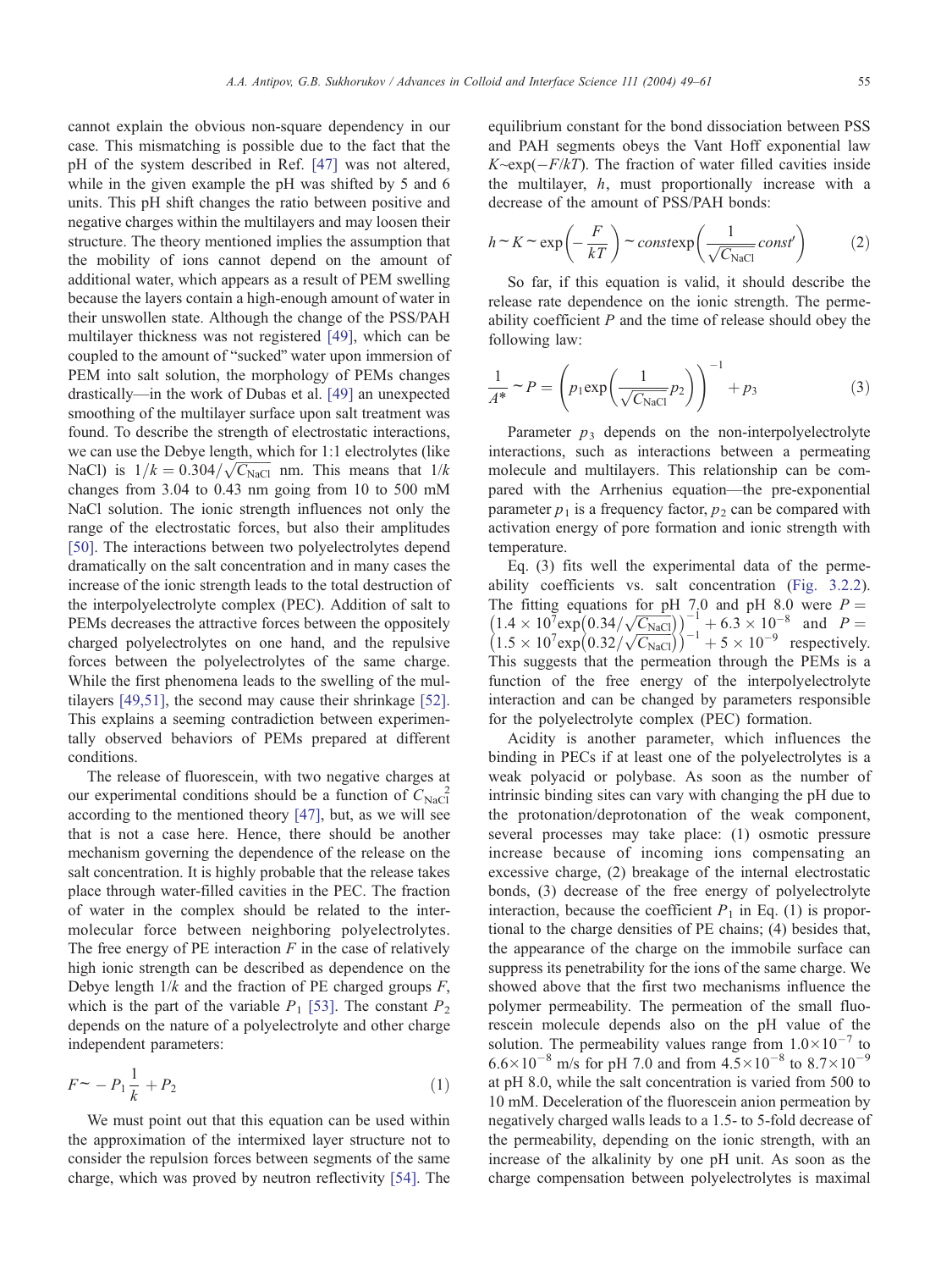cannot explain the obvious non-square dependency in our case. This mismatching is possible due to the fact that the pH of the system described in Ref. [47] was not altered, while in the given example the pH was shifted by 5 and 6 units. This pH shift changes the ratio between positive and negative charges within the multilayers and may loosen their structure. The theory mentioned implies the assumption that the mobility of ions cannot depend on the amount of additional water, which appears as a result of PEM swelling because the layers contain a high-enough amount of water in their unswollen state. Although the change of the PSS/PAH multilayer thickness was not registered [49], which can be coupled to the amount of "sucked" water upon immersion of PEM into salt solution, the morphology of PEMs changes drastically—in the work of Dubas et al. [49] an unexpected smoothing of the multilayer surface upon salt treatment was found. To describe the strength of electrostatic interactions, we can use the Debye length, which for 1:1 electrolytes (like NaCl) is $1/k = 0.304/\sqrt{C_{\mathrm{NaCl}}}$ nm. This means that $1/k$ changes from 3.04 to 0.43 nm going from 10 to 500 mM NaCl solution. The ionic strength influences not only the range of the electrostatic forces, but also their amplitudes [50]. The interactions between two polyelectrolytes depend dramatically on the salt concentration and in many cases the increase of the ionic strength leads to the total destruction of the interpolyelectrolyte complex (PEC). Addition of salt to PEMs decreases the attractive forces between the oppositely charged polyelectrolytes on one hand, and the repulsive forces between the polyelectrolytes of the same charge. While the first phenomena leads to the swelling of the multilayers [49,51], the second may cause their shrinkage [52]. This explains a seeming contradiction between experimentally observed behaviors of PEMs prepared at different conditions.

The release of fluorescein, with two negative charges at our experimental conditions should be a function of $C_{\mathrm{NaCl}}^2$ according to the mentioned theory [47], but, as we will see that is not a case here. Hence, there should be another mechanism governing the dependence of the release on the salt concentration. It is highly probable that the release takes place through water-filled cavities in the PEC. The fraction of water in the complex should be related to the intermolecular force between neighboring polyelectrolytes. The free energy of PE interaction $F$ in the case of relatively high ionic strength can be described as dependence on the Debye length $1/k$ and the fraction of PE charged groups $F$, which is the part of the variable $P_1$ [53]. The constant $P_2$ depends on the nature of a polyelectrolyte and other charge independent parameters:

$$F \sim -P_1\frac{1}{k} + P_2 \tag{1}$$

We must point out that this equation can be used within the approximation of the intermixed layer structure not to consider the repulsion forces between segments of the same charge, which was proved by neutron reflectivity [54]. The equilibrium constant for the bond dissociation between PSS and PAH segments obeys the Vant Hoff exponential law $K \sim \exp(-F/kT)$. The fraction of water filled cavities inside the multilayer, $h$, must proportionally increase with a decrease of the amount of PSS/PAH bonds:

$$h \sim K \sim \exp\left(-\frac{F}{kT}\right) \sim const \exp\left(\frac{1}{\sqrt{C_{\mathrm{NaCl}}}} const'\right) \tag{2}$$

So far, if this equation is valid, it should describe the release rate dependence on the ionic strength. The permeability coefficient $P$ and the time of release should obey the following law:

$$\frac{1}{A^*} \sim P = \left(p_1 \exp\left(\frac{1}{\sqrt{C_{\mathrm{NaCl}}}} p_2\right)\right)^{-1} + p_3 \tag{3}$$

Parameter $p_3$ depends on the non-interpolyelectrolyte interactions, such as interactions between a permeating molecule and multilayers. This relationship can be compared with the Arrhenius equation—the pre-exponential parameter $p_1$ is a frequency factor, $p_2$ can be compared with activation energy of pore formation and ionic strength with temperature.

Eq. (3) fits well the experimental data of the permeability coefficients vs. salt concentration (Fig. 3.2.2). The fitting equations for pH 7.0 and pH 8.0 were $P = \left(1.4 \times 10^7 \exp\left(0.34/\sqrt{C_{\mathrm{NaCl}}}\right)\right)^{-1} + 6.3 \times 10^{-8}$ and $P = \left(1.5 \times 10^7 \exp\left(0.32/\sqrt{C_{\mathrm{NaCl}}}\right)\right)^{-1} + 5 \times 10^{-9}$ respectively. This suggests that the permeation through the PEMs is a function of the free energy of the interpolyelectrolyte interaction and can be changed by parameters responsible for the polyelectrolyte complex (PEC) formation.

Acidity is another parameter, which influences the binding in PECs if at least one of the polyelectrolytes is a weak polyacid or polybase. As soon as the number of intrinsic binding sites can vary with changing the pH due to the protonation/deprotonation of the weak component, several processes may take place: (1) osmotic pressure increase because of incoming ions compensating an excessive charge, (2) breakage of the internal electrostatic bonds, (3) decrease of the free energy of polyelectrolyte interaction, because the coefficient $P_1$ in Eq. (1) is proportional to the charge densities of PE chains; (4) besides that, the appearance of the charge on the immobile surface can suppress its penetrability for the ions of the same charge. We showed above that the first two mechanisms influence the polymer permeability. The permeation of the small fluorescein molecule depends also on the pH value of the solution. The permeability values range from $1.0\times10^{-7}$ to $6.6\times10^{-8}$ m/s for pH 7.0 and from $4.5\times10^{-8}$ to $8.7\times10^{-9}$ at pH 8.0, while the salt concentration is varied from 500 to 10 mM. Deceleration of the fluorescein anion permeation by negatively charged walls leads to a 1.5- to 5-fold decrease of the permeability, depending on the ionic strength, with an increase of the alkalinity by one pH unit. As soon as the charge compensation between polyelectrolytes is maximal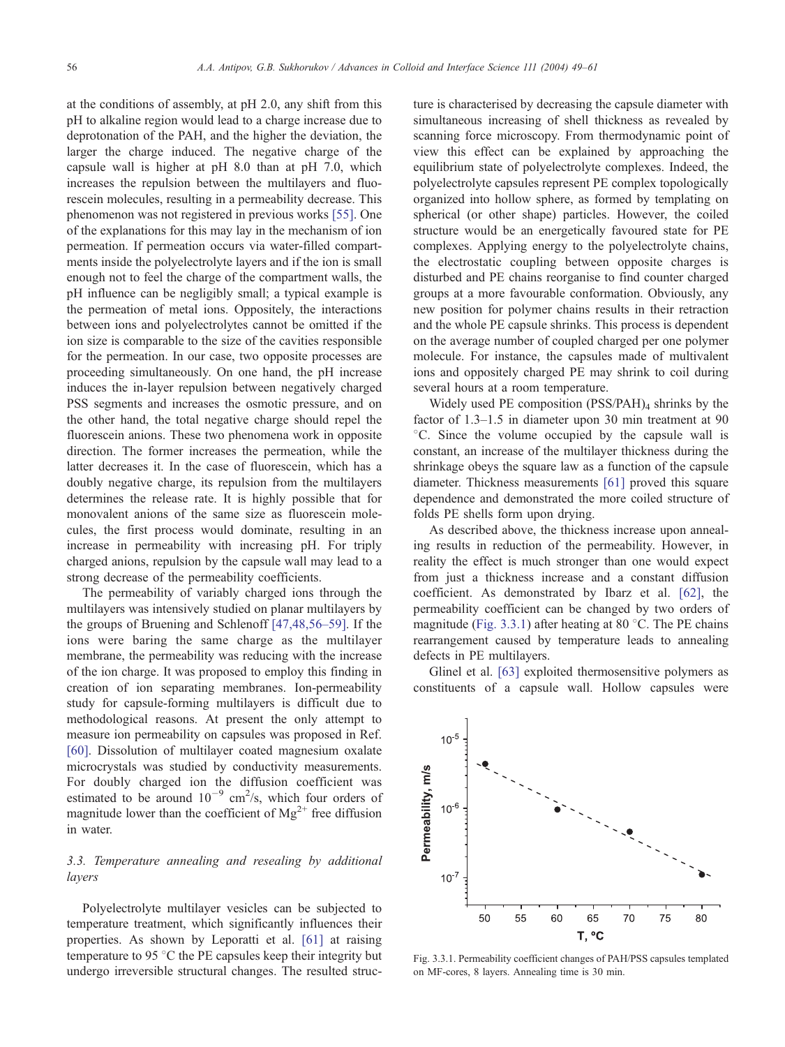at the conditions of assembly, at pH 2.0, any shift from this pH to alkaline region would lead to a charge increase due to deprotonation of the PAH, and the higher the deviation, the larger the charge induced. The negative charge of the capsule wall is higher at pH 8.0 than at pH 7.0, which increases the repulsion between the multilayers and fluorescein molecules, resulting in a permeability decrease. This phenomenon was not registered in previous works [55]. One of the explanations for this may lay in the mechanism of ion permeation. If permeation occurs via water-filled compartments inside the polyelectrolyte layers and if the ion is small enough not to feel the charge of the compartment walls, the pH influence can be negligibly small; a typical example is the permeation of metal ions. Oppositely, the interactions between ions and polyelectrolytes cannot be omitted if the ion size is comparable to the size of the cavities responsible for the permeation. In our case, two opposite processes are proceeding simultaneously. On one hand, the pH increase induces the in-layer repulsion between negatively charged PSS segments and increases the osmotic pressure, and on the other hand, the total negative charge should repel the fluorescein anions. These two phenomena work in opposite direction. The former increases the permeation, while the latter decreases it. In the case of fluorescein, which has a doubly negative charge, its repulsion from the multilayers determines the release rate. It is highly possible that for monovalent anions of the same size as fluorescein molecules, the first process would dominate, resulting in an increase in permeability with increasing pH. For triply charged anions, repulsion by the capsule wall may lead to a strong decrease of the permeability coefficients.

The permeability of variably charged ions through the multilayers was intensively studied on planar multilayers by the groups of Bruening and Schlenoff [47,48,56–59]. If the ions were baring the same charge as the multilayer membrane, the permeability was reducing with the increase of the ion charge. It was proposed to employ this finding in creation of ion separating membranes. Ion-permeability study for capsule-forming multilayers is difficult due to methodological reasons. At present the only attempt to measure ion permeability on capsules was proposed in Ref. [60]. Dissolution of multilayer coated magnesium oxalate microcrystals was studied by conductivity measurements. For doubly charged ion the diffusion coefficient was estimated to be around $10^{-9}$ cm$^2$/s, which four orders of magnitude lower than the coefficient of $Mg^{2+}$ free diffusion in water.

### 3.3. Temperature annealing and resealing by additional layers

Polyelectrolyte multilayer vesicles can be subjected to temperature treatment, which significantly influences their properties. As shown by Leporatti et al. [61] at raising temperature to 95 °C the PE capsules keep their integrity but undergo irreversible structural changes. The resulted structure is characterised by decreasing the capsule diameter with simultaneous increasing of shell thickness as revealed by scanning force microscopy. From thermodynamic point of view this effect can be explained by approaching the equilibrium state of polyelectrolyte complexes. Indeed, the polyelectrolyte capsules represent PE complex topologically organized into hollow sphere, as formed by templating on spherical (or other shape) particles. However, the coiled structure would be an energetically favoured state for PE complexes. Applying energy to the polyelectrolyte chains, the electrostatic coupling between opposite charges is disturbed and PE chains reorganise to find counter charged groups at a more favourable conformation. Obviously, any new position for polymer chains results in their retraction and the whole PE capsule shrinks. This process is dependent on the average number of coupled charged per one polymer molecule. For instance, the capsules made of multivalent ions and oppositely charged PE may shrink to coil during several hours at a room temperature.

Widely used PE composition $(PSS/PAH)_4$ shrinks by the factor of 1.3–1.5 in diameter upon 30 min treatment at 90 °C. Since the volume occupied by the capsule wall is constant, an increase of the multilayer thickness during the shrinkage obeys the square law as a function of the capsule diameter. Thickness measurements [61] proved this square dependence and demonstrated the more coiled structure of folds PE shells form upon drying.

As described above, the thickness increase upon annealing results in reduction of the permeability. However, in reality the effect is much stronger than one would expect from just a thickness increase and a constant diffusion coefficient. As demonstrated by Ibarz et al. [62], the permeability coefficient can be changed by two orders of magnitude (Fig. 3.3.1) after heating at 80 °C. The PE chains rearrangement caused by temperature leads to annealing defects in PE multilayers.

Glinel et al. [63] exploited thermosensitive polymers as constituents of a capsule wall. Hollow capsules were

Permeability, m/s
$10^{-5}$
$10^{-6}$
$10^{-7}$
50 55 60 65 70 75 80
T, °C

Fig. 3.3.1. Permeability coefficient changes of PAH/PSS capsules templated on MF-cores, 8 layers. Annealing time is 30 min.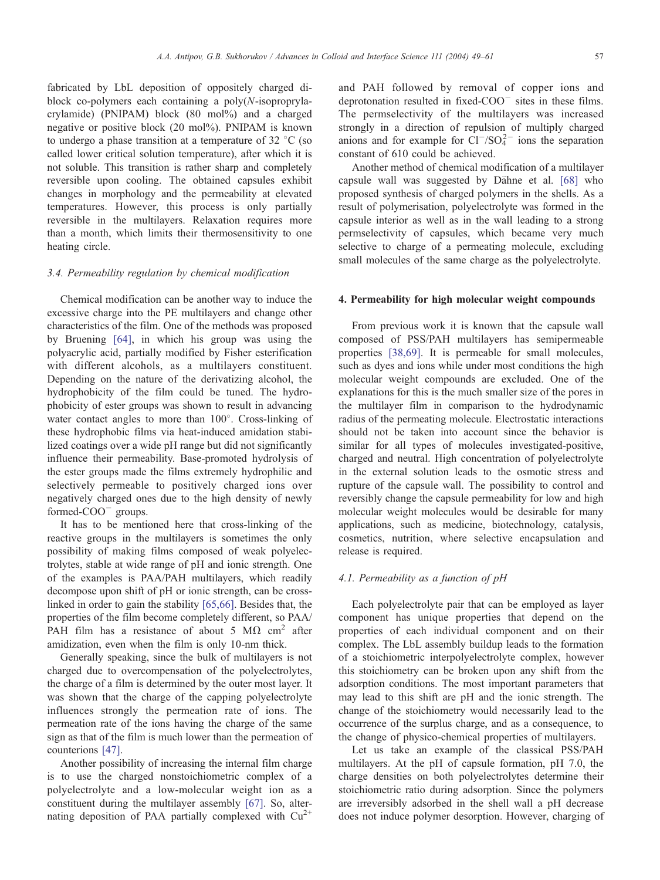fabricated by LbL deposition of oppositely charged di-block co-polymers each containing a poly(*N*-isoproprylacrylamide) (PNIPAM) block (80 mol%) and a charged negative or positive block (20 mol%). PNIPAM is known to undergo a phase transition at a temperature of 32 °C (so called lower critical solution temperature), after which it is not soluble. This transition is rather sharp and completely reversible upon cooling. The obtained capsules exhibit changes in morphology and the permeability at elevated temperatures. However, this process is only partially reversible in the multilayers. Relaxation requires more than a month, which limits their thermosensitivity to one heating circle.

### 3.4. Permeability regulation by chemical modification

Chemical modification can be another way to induce the excessive charge into the PE multilayers and change other characteristics of the film. One of the methods was proposed by Bruening [64], in which his group was using the polyacrylic acid, partially modified by Fisher esterification with different alcohols, as a multilayers constituent. Depending on the nature of the derivatizing alcohol, the hydrophobicity of the film could be tuned. The hydrophobicity of ester groups was shown to result in advancing water contact angles to more than 100°. Cross-linking of these hydrophobic films via heat-induced amidation stabilized coatings over a wide pH range but did not significantly influence their permeability. Base-promoted hydrolysis of the ester groups made the films extremely hydrophilic and selectively permeable to positively charged ions over negatively charged ones due to the high density of newly formed-$COO^-$ groups.

It has to be mentioned here that cross-linking of the reactive groups in the multilayers is sometimes the only possibility of making films composed of weak polyelectrolytes, stable at wide range of pH and ionic strength. One of the examples is PAA/PAH multilayers, which readily decompose upon shift of pH or ionic strength, can be cross-linked in order to gain the stability [65,66]. Besides that, the properties of the film become completely different, so PAA/PAH film has a resistance of about 5 MΩ $cm^2$ after amidization, even when the film is only 10-nm thick.

Generally speaking, since the bulk of multilayers is not charged due to overcompensation of the polyelectrolytes, the charge of a film is determined by the outer most layer. It was shown that the charge of the capping polyelectrolyte influences strongly the permeation rate of ions. The permeation rate of the ions having the charge of the same sign as that of the film is much lower than the permeation of counterions [47].

Another possibility of increasing the internal film charge is to use the charged nonstoichiometric complex of a polyelectrolyte and a low-molecular weight ion as a constituent during the multilayer assembly [67]. So, alternating deposition of PAA partially complexed with $Cu^{2+}$ and PAH followed by removal of copper ions and deprotonation resulted in fixed-$COO^-$ sites in these films. The permselectivity of the multilayers was increased strongly in a direction of repulsion of multiply charged anions and for example for $Cl^-/SO_4^{2-}$ ions the separation constant of 610 could be achieved.

Another method of chemical modification of a multilayer capsule wall was suggested by Dähne et al. [68] who proposed synthesis of charged polymers in the shells. As a result of polymerisation, polyelectrolyte was formed in the capsule interior as well as in the wall leading to a strong permselectivity of capsules, which became very much selective to charge of a permeating molecule, excluding small molecules of the same charge as the polyelectrolyte.

## 4. Permeability for high molecular weight compounds

From previous work it is known that the capsule wall composed of PSS/PAH multilayers has semipermeable properties [38,69]. It is permeable for small molecules, such as dyes and ions while under most conditions the high molecular weight compounds are excluded. One of the explanations for this is the much smaller size of the pores in the multilayer film in comparison to the hydrodynamic radius of the permeating molecule. Electrostatic interactions should not be taken into account since the behavior is similar for all types of molecules investigated-positive, charged and neutral. High concentration of polyelectrolyte in the external solution leads to the osmotic stress and rupture of the capsule wall. The possibility to control and reversibly change the capsule permeability for low and high molecular weight molecules would be desirable for many applications, such as medicine, biotechnology, catalysis, cosmetics, nutrition, where selective encapsulation and release is required.

### 4.1. Permeability as a function of pH

Each polyelectrolyte pair that can be employed as layer component has unique properties that depend on the properties of each individual component and on their complex. The LbL assembly buildup leads to the formation of a stoichiometric interpolyelectrolyte complex, however this stoichiometry can be broken upon any shift from the adsorption conditions. The most important parameters that may lead to this shift are pH and the ionic strength. The change of the stoichiometry would necessarily lead to the occurrence of the surplus charge, and as a consequence, to the change of physico-chemical properties of multilayers.

Let us take an example of the classical PSS/PAH multilayers. At the pH of capsule formation, pH 7.0, the charge densities on both polyelectrolytes determine their stoichiometric ratio during adsorption. Since the polymers are irreversibly adsorbed in the shell wall a pH decrease does not induce polymer desorption. However, charging of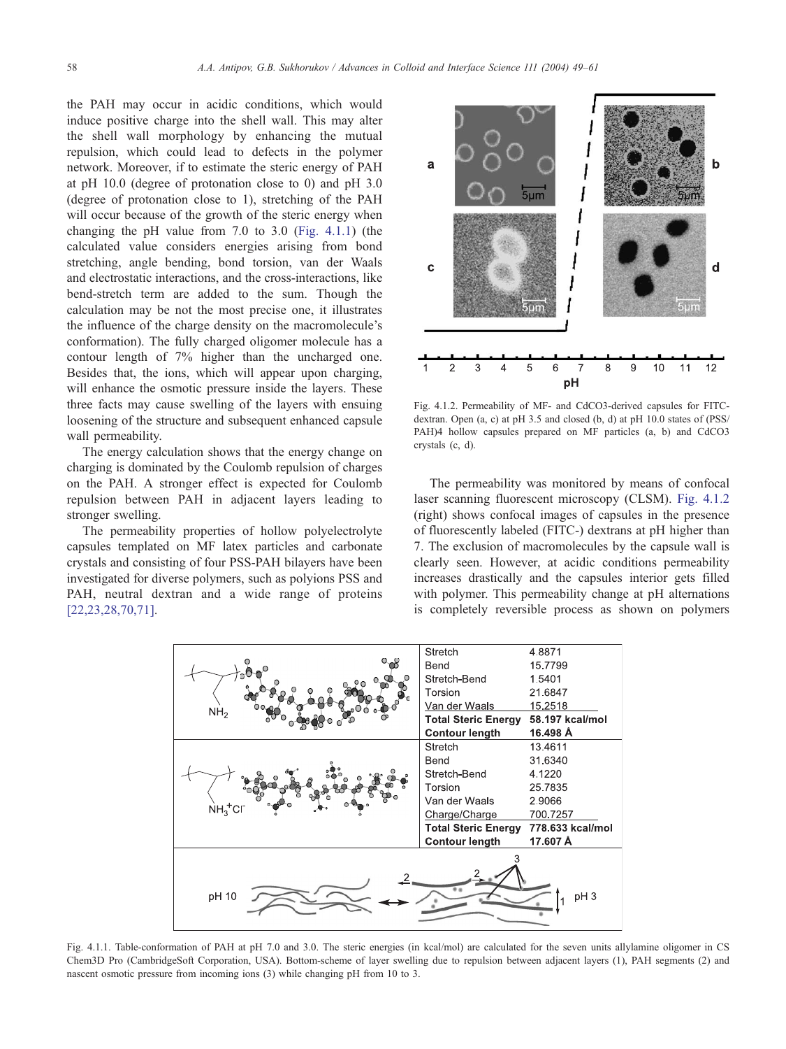the PAH may occur in acidic conditions, which would induce positive charge into the shell wall. This may alter the shell wall morphology by enhancing the mutual repulsion, which could lead to defects in the polymer network. Moreover, if to estimate the steric energy of PAH at pH 10.0 (degree of protonation close to 0) and pH 3.0 (degree of protonation close to 1), stretching of the PAH will occur because of the growth of the steric energy when changing the pH value from 7.0 to 3.0 (Fig. 4.1.1) (the calculated value considers energies arising from bond stretching, angle bending, bond torsion, van der Waals and electrostatic interactions, and the cross-interactions, like bend-stretch term are added to the sum. Though the calculation may be not the most precise one, it illustrates the influence of the charge density on the macromolecule's conformation). The fully charged oligomer molecule has a contour length of 7% higher than the uncharged one. Besides that, the ions, which will appear upon charging, will enhance the osmotic pressure inside the layers. These three facts may cause swelling of the layers with ensuing loosening of the structure and subsequent enhanced capsule wall permeability.

The energy calculation shows that the energy change on charging is dominated by the Coulomb repulsion of charges on the PAH. A stronger effect is expected for Coulomb repulsion between PAH in adjacent layers leading to stronger swelling.

The permeability properties of hollow polyelectrolyte capsules templated on MF latex particles and carbonate crystals and consisting of four PSS-PAH bilayers have been investigated for diverse polymers, such as polyions PSS and PAH, neutral dextran and a wide range of proteins [22,23,28,70,71].

Fig. 4.1.2. Permeability of MF- and $CdCO_3$-derived capsules for FITC-dextran. Open (a, c) at pH 3.5 and closed (b, d) at pH 10.0 states of (PSS/PAH)4 hollow capsules prepared on MF particles (a, b) and $CdCO_3$ crystals (c, d).

The permeability was monitored by means of confocal laser scanning fluorescent microscopy (CLSM). Fig. 4.1.2 (right) shows confocal images of capsules in the presence of fluorescently labeled (FITC-) dextrans at pH higher than 7. The exclusion of macromolecules by the capsule wall is clearly seen. However, at acidic conditions permeability increases drastically and the capsules interior gets filled with polymer. This permeability change at pH alternations is completely reversible process as shown on polymers

| | | |
|---|---|---|
| $NH_2$ | Stretch | 4.8871 |
| | Bend | 15.7799 |
| | Stretch-Bend | 1.5401 |
| | Torsion | 21.6847 |
| | Van der Waals | 15.2518 |
| | **Total Steric Energy** | **58.197 kcal/mol** |
| | **Contour length** | **16.498 Å** |
| $NH_3^+Cl^-$ | Stretch | 13.4611 |
| | Bend | 31.6340 |
| | Stretch-Bend | 4.1220 |
| | Torsion | 25.7835 |
| | Van der Waals | 2.9066 |
| | Charge/Charge | 700.7257 |
| | **Total Steric Energy** | **778.633 kcal/mol** |
| | **Contour length** | **17.607 Å** |

Fig. 4.1.1. Table-conformation of PAH at pH 7.0 and 3.0. The steric energies (in kcal/mol) are calculated for the seven units allylamine oligomer in CS Chem3D Pro (CambridgeSoft Corporation, USA). Bottom-scheme of layer swelling due to repulsion between adjacent layers (1), PAH segments (2) and nascent osmotic pressure from incoming ions (3) while changing pH from 10 to 3.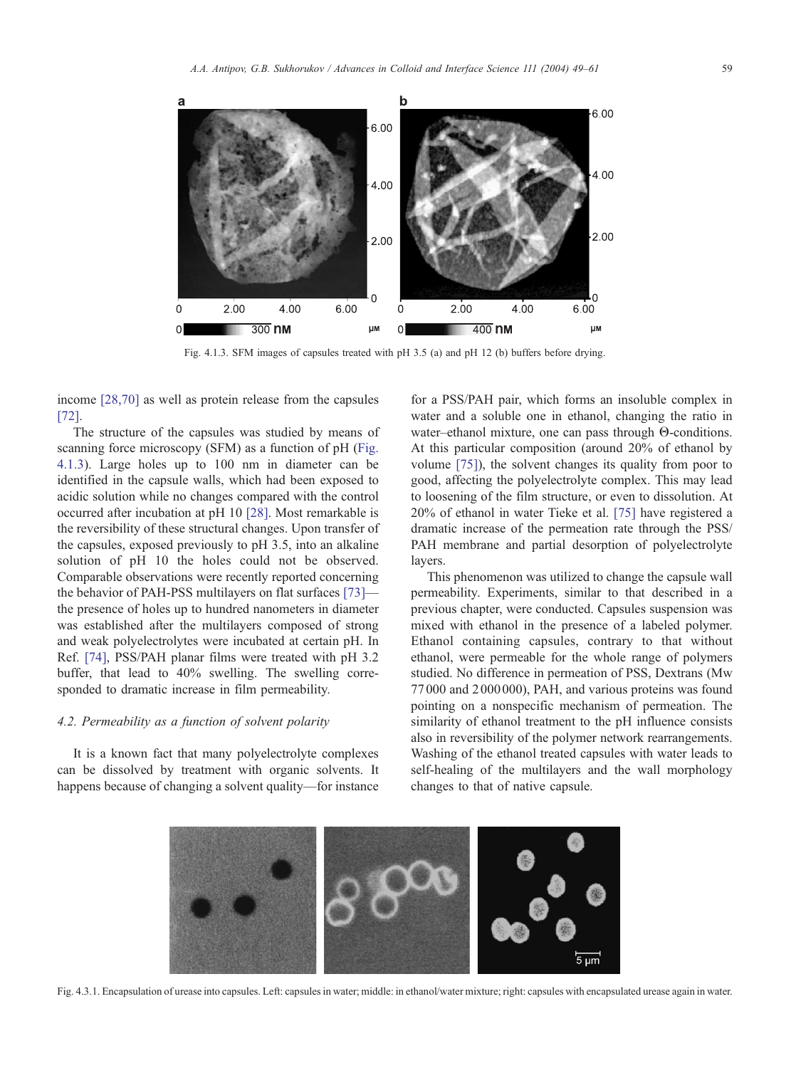Fig. 4.1.3. SFM images of capsules treated with pH 3.5 (a) and pH 12 (b) buffers before drying.

income [28,70] as well as protein release from the capsules [72].

The structure of the capsules was studied by means of scanning force microscopy (SFM) as a function of pH (Fig. 4.1.3). Large holes up to 100 nm in diameter can be identified in the capsule walls, which had been exposed to acidic solution while no changes compared with the control occurred after incubation at pH 10 [28]. Most remarkable is the reversibility of these structural changes. Upon transfer of the capsules, exposed previously to pH 3.5, into an alkaline solution of pH 10 the holes could not be observed. Comparable observations were recently reported concerning the behavior of PAH-PSS multilayers on flat surfaces [73]—the presence of holes up to hundred nanometers in diameter was established after the multilayers composed of strong and weak polyelectrolytes were incubated at certain pH. In Ref. [74], PSS/PAH planar films were treated with pH 3.2 buffer, that lead to 40% swelling. The swelling corresponded to dramatic increase in film permeability.

### *4.2. Permeability as a function of solvent polarity*

It is a known fact that many polyelectrolyte complexes can be dissolved by treatment with organic solvents. It happens because of changing a solvent quality—for instance for a PSS/PAH pair, which forms an insoluble complex in water and a soluble one in ethanol, changing the ratio in water–ethanol mixture, one can pass through $\Theta$-conditions. At this particular composition (around 20% of ethanol by volume [75]), the solvent changes its quality from poor to good, affecting the polyelectrolyte complex. This may lead to loosening of the film structure, or even to dissolution. At 20% of ethanol in water Tieke et al. [75] have registered a dramatic increase of the permeation rate through the PSS/PAH membrane and partial desorption of polyelectrolyte layers.

This phenomenon was utilized to change the capsule wall permeability. Experiments, similar to that described in a previous chapter, were conducted. Capsules suspension was mixed with ethanol in the presence of a labeled polymer. Ethanol containing capsules, contrary to that without ethanol, were permeable for the whole range of polymers studied. No difference in permeation of PSS, Dextrans (Mw 77 000 and 2 000 000), PAH, and various proteins was found pointing on a nonspecific mechanism of permeation. The similarity of ethanol treatment to the pH influence consists also in reversibility of the polymer network rearrangements. Washing of the ethanol treated capsules with water leads to self-healing of the multilayers and the wall morphology changes to that of native capsule.

Fig. 4.3.1. Encapsulation of urease into capsules. Left: capsules in water; middle: in ethanol/water mixture; right: capsules with encapsulated urease again in water.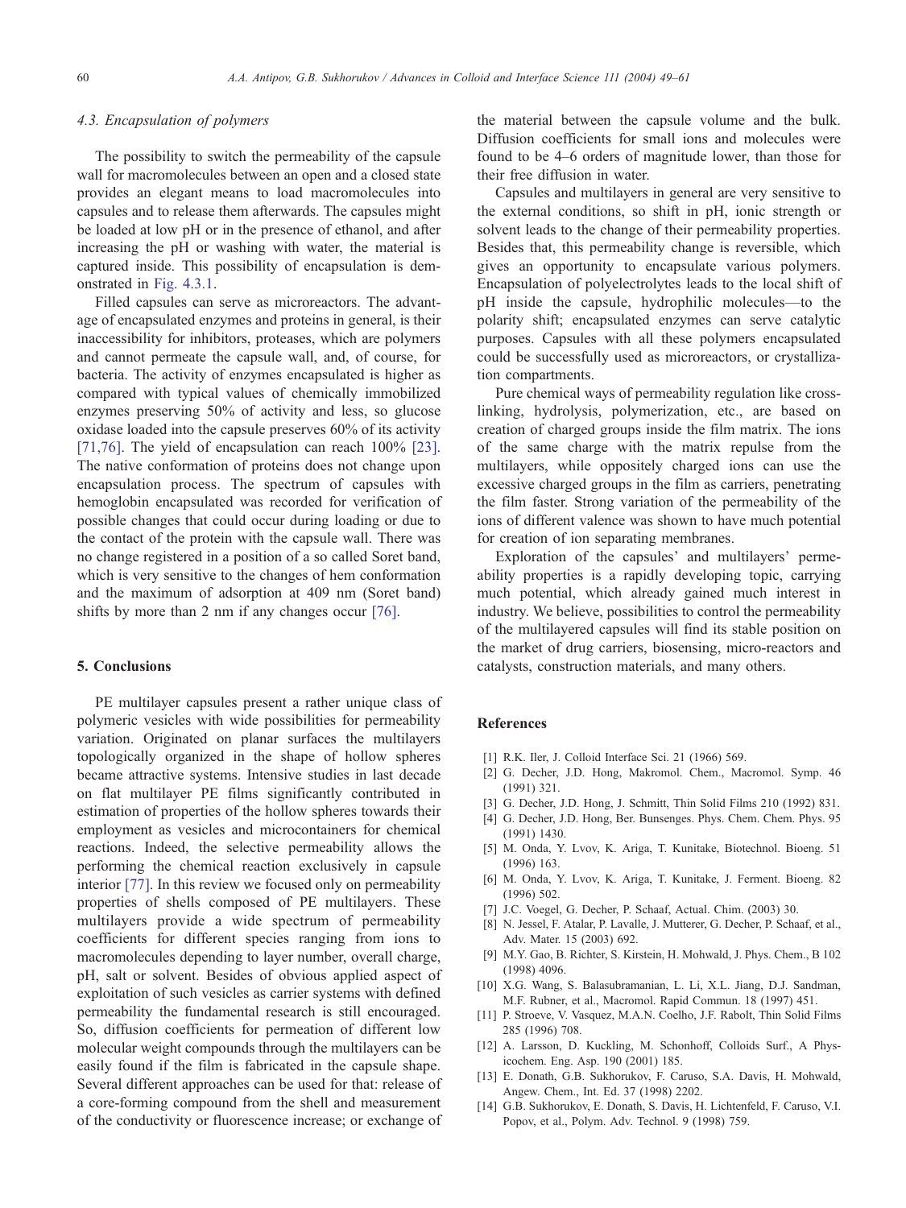### 4.3. Encapsulation of polymers

The possibility to switch the permeability of the capsule wall for macromolecules between an open and a closed state provides an elegant means to load macromolecules into capsules and to release them afterwards. The capsules might be loaded at low pH or in the presence of ethanol, and after increasing the pH or washing with water, the material is captured inside. This possibility of encapsulation is demonstrated in Fig. 4.3.1.

Filled capsules can serve as microreactors. The advantage of encapsulated enzymes and proteins in general, is their inaccessibility for inhibitors, proteases, which are polymers and cannot permeate the capsule wall, and, of course, for bacteria. The activity of enzymes encapsulated is higher as compared with typical values of chemically immobilized enzymes preserving 50% of activity and less, so glucose oxidase loaded into the capsule preserves 60% of its activity [71,76]. The yield of encapsulation can reach 100% [23]. The native conformation of proteins does not change upon encapsulation process. The spectrum of capsules with hemoglobin encapsulated was recorded for verification of possible changes that could occur during loading or due to the contact of the protein with the capsule wall. There was no change registered in a position of a so called Soret band, which is very sensitive to the changes of hem conformation and the maximum of adsorption at 409 nm (Soret band) shifts by more than 2 nm if any changes occur [76].

## 5. Conclusions

PE multilayer capsules present a rather unique class of polymeric vesicles with wide possibilities for permeability variation. Originated on planar surfaces the multilayers topologically organized in the shape of hollow spheres became attractive systems. Intensive studies in last decade on flat multilayer PE films significantly contributed in estimation of properties of the hollow spheres towards their employment as vesicles and microcontainers for chemical reactions. Indeed, the selective permeability allows the performing the chemical reaction exclusively in capsule interior [77]. In this review we focused only on permeability properties of shells composed of PE multilayers. These multilayers provide a wide spectrum of permeability coefficients for different species ranging from ions to macromolecules depending to layer number, overall charge, pH, salt or solvent. Besides of obvious applied aspect of exploitation of such vesicles as carrier systems with defined permeability the fundamental research is still encouraged. So, diffusion coefficients for permeation of different low molecular weight compounds through the multilayers can be easily found if the film is fabricated in the capsule shape. Several different approaches can be used for that: release of a core-forming compound from the shell and measurement of the conductivity or fluorescence increase; or exchange of the material between the capsule volume and the bulk. Diffusion coefficients for small ions and molecules were found to be 4–6 orders of magnitude lower, than those for their free diffusion in water.

Capsules and multilayers in general are very sensitive to the external conditions, so shift in pH, ionic strength or solvent leads to the change of their permeability properties. Besides that, this permeability change is reversible, which gives an opportunity to encapsulate various polymers. Encapsulation of polyelectrolytes leads to the local shift of pH inside the capsule, hydrophilic molecules—to the polarity shift; encapsulated enzymes can serve catalytic purposes. Capsules with all these polymers encapsulated could be successfully used as microreactors, or crystallization compartments.

Pure chemical ways of permeability regulation like crosslinking, hydrolysis, polymerization, etc., are based on creation of charged groups inside the film matrix. The ions of the same charge with the matrix repulse from the multilayers, while oppositely charged ions can use the excessive charged groups in the film as carriers, penetrating the film faster. Strong variation of the permeability of the ions of different valence was shown to have much potential for creation of ion separating membranes.

Exploration of the capsules' and multilayers' permeability properties is a rapidly developing topic, carrying much potential, which already gained much interest in industry. We believe, possibilities to control the permeability of the multilayered capsules will find its stable position on the market of drug carriers, biosensing, micro-reactors and catalysts, construction materials, and many others.

## References

[1] R.K. Iler, J. Colloid Interface Sci. 21 (1966) 569.
[2] G. Decher, J.D. Hong, Makromol. Chem., Macromol. Symp. 46 (1991) 321.
[3] G. Decher, J.D. Hong, J. Schmitt, Thin Solid Films 210 (1992) 831.
[4] G. Decher, J.D. Hong, Ber. Bunsenges. Phys. Chem. Chem. Phys. 95 (1991) 1430.
[5] M. Onda, Y. Lvov, K. Ariga, T. Kunitake, Biotechnol. Bioeng. 51 (1996) 163.
[6] M. Onda, Y. Lvov, K. Ariga, T. Kunitake, J. Ferment. Bioeng. 82 (1996) 502.
[7] J.C. Voegel, G. Decher, P. Schaaf, Actual. Chim. (2003) 30.
[8] N. Jessel, F. Atalar, P. Lavalle, J. Mutterer, G. Decher, P. Schaaf, et al., Adv. Mater. 15 (2003) 692.
[9] M.Y. Gao, B. Richter, S. Kirstein, H. Mohwald, J. Phys. Chem., B 102 (1998) 4096.
[10] X.G. Wang, S. Balasubramanian, L. Li, X.L. Jiang, D.J. Sandman, M.F. Rubner, et al., Macromol. Rapid Commun. 18 (1997) 451.
[11] P. Stroeve, V. Vasquez, M.A.N. Coelho, J.F. Rabolt, Thin Solid Films 285 (1996) 708.
[12] A. Larsson, D. Kuckling, M. Schonhoff, Colloids Surf., A Physicochem. Eng. Asp. 190 (2001) 185.
[13] E. Donath, G.B. Sukhorukov, F. Caruso, S.A. Davis, H. Mohwald, Angew. Chem., Int. Ed. 37 (1998) 2202.
[14] G.B. Sukhorukov, E. Donath, S. Davis, H. Lichtenfeld, F. Caruso, V.I. Popov, et al., Polym. Adv. Technol. 9 (1998) 759.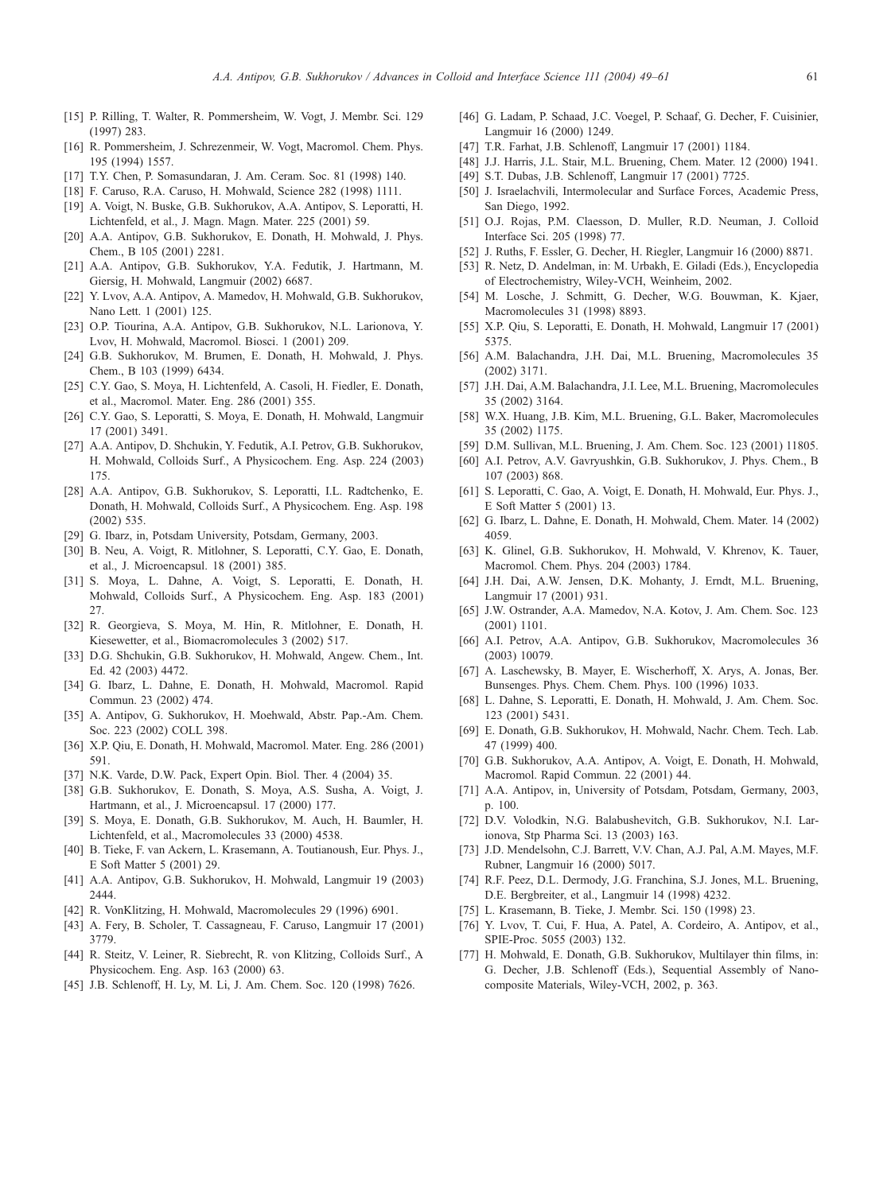[15] P. Rilling, T. Walter, R. Pommersheim, W. Vogt, J. Membr. Sci. 129 (1997) 283.

[16] R. Pommersheim, J. Schrezenmeir, W. Vogt, Macromol. Chem. Phys. 195 (1994) 1557.

[17] T.Y. Chen, P. Somasundaran, J. Am. Ceram. Soc. 81 (1998) 140.

[18] F. Caruso, R.A. Caruso, H. Mohwald, Science 282 (1998) 1111.

[19] A. Voigt, N. Buske, G.B. Sukhorukov, A.A. Antipov, S. Leporatti, H. Lichtenfeld, et al., J. Magn. Magn. Mater. 225 (2001) 59.

[20] A.A. Antipov, G.B. Sukhorukov, E. Donath, H. Mohwald, J. Phys. Chem., B 105 (2001) 2281.

[21] A.A. Antipov, G.B. Sukhorukov, Y.A. Fedutik, J. Hartmann, M. Giersig, H. Mohwald, Langmuir (2002) 6687.

[22] Y. Lvov, A.A. Antipov, A. Mamedov, H. Mohwald, G.B. Sukhorukov, Nano Lett. 1 (2001) 125.

[23] O.P. Tiourina, A.A. Antipov, G.B. Sukhorukov, N.L. Larionova, Y. Lvov, H. Mohwald, Macromol. Biosci. 1 (2001) 209.

[24] G.B. Sukhorukov, M. Brumen, E. Donath, H. Mohwald, J. Phys. Chem., B 103 (1999) 6434.

[25] C.Y. Gao, S. Moya, H. Lichtenfeld, A. Casoli, H. Fiedler, E. Donath, et al., Macromol. Mater. Eng. 286 (2001) 355.

[26] C.Y. Gao, S. Leporatti, S. Moya, E. Donath, H. Mohwald, Langmuir 17 (2001) 3491.

[27] A.A. Antipov, D. Shchukin, Y. Fedutik, A.I. Petrov, G.B. Sukhorukov, H. Mohwald, Colloids Surf., A Physicochem. Eng. Asp. 224 (2003) 175.

[28] A.A. Antipov, G.B. Sukhorukov, S. Leporatti, I.L. Radtchenko, E. Donath, H. Mohwald, Colloids Surf., A Physicochem. Eng. Asp. 198 (2002) 535.

[29] G. Ibarz, in, Potsdam University, Potsdam, Germany, 2003.

[30] B. Neu, A. Voigt, R. Mitlohner, S. Leporatti, C.Y. Gao, E. Donath, et al., J. Microencapsul. 18 (2001) 385.

[31] S. Moya, L. Dahne, A. Voigt, S. Leporatti, E. Donath, H. Mohwald, Colloids Surf., A Physicochem. Eng. Asp. 183 (2001) 27.

[32] R. Georgieva, S. Moya, M. Hin, R. Mitlohner, E. Donath, H. Kiesewetter, et al., Biomacromolecules 3 (2002) 517.

[33] D.G. Shchukin, G.B. Sukhorukov, H. Mohwald, Angew. Chem., Int. Ed. 42 (2003) 4472.

[34] G. Ibarz, L. Dahne, E. Donath, H. Mohwald, Macromol. Rapid Commun. 23 (2002) 474.

[35] A. Antipov, G. Sukhorukov, H. Moehwald, Abstr. Pap.-Am. Chem. Soc. 223 (2002) COLL 398.

[36] X.P. Qiu, E. Donath, H. Mohwald, Macromol. Mater. Eng. 286 (2001) 591.

[37] N.K. Varde, D.W. Pack, Expert Opin. Biol. Ther. 4 (2004) 35.

[38] G.B. Sukhorukov, E. Donath, S. Moya, A.S. Susha, A. Voigt, J. Hartmann, et al., J. Microencapsul. 17 (2000) 177.

[39] S. Moya, E. Donath, G.B. Sukhorukov, M. Auch, H. Baumler, H. Lichtenfeld, et al., Macromolecules 33 (2000) 4538.

[40] B. Tieke, F. van Ackern, L. Krasemann, A. Toutianoush, Eur. Phys. J., E Soft Matter 5 (2001) 29.

[41] A.A. Antipov, G.B. Sukhorukov, H. Mohwald, Langmuir 19 (2003) 2444.

[42] R. VonKlitzing, H. Mohwald, Macromolecules 29 (1996) 6901.

[43] A. Fery, B. Scholer, T. Cassagneau, F. Caruso, Langmuir 17 (2001) 3779.

[44] R. Steitz, V. Leiner, R. Siebrecht, R. von Klitzing, Colloids Surf., A Physicochem. Eng. Asp. 163 (2000) 63.

[45] J.B. Schlenoff, H. Ly, M. Li, J. Am. Chem. Soc. 120 (1998) 7626.

[46] G. Ladam, P. Schaad, J.C. Voegel, P. Schaaf, G. Decher, F. Cuisinier, Langmuir 16 (2000) 1249.

[47] T.R. Farhat, J.B. Schlenoff, Langmuir 17 (2001) 1184.

[48] J.J. Harris, J.L. Stair, M.L. Bruening, Chem. Mater. 12 (2000) 1941.

[49] S.T. Dubas, J.B. Schlenoff, Langmuir 17 (2001) 7725.

[50] J. Israelachvili, Intermolecular and Surface Forces, Academic Press, San Diego, 1992.

[51] O.J. Rojas, P.M. Claesson, D. Muller, R.D. Neuman, J. Colloid Interface Sci. 205 (1998) 77.

[52] J. Ruths, F. Essler, G. Decher, H. Riegler, Langmuir 16 (2000) 8871.

[53] R. Netz, D. Andelman, in: M. Urbakh, E. Giladi (Eds.), Encyclopedia of Electrochemistry, Wiley-VCH, Weinheim, 2002.

[54] M. Losche, J. Schmitt, G. Decher, W.G. Bouwman, K. Kjaer, Macromolecules 31 (1998) 8893.

[55] X.P. Qiu, S. Leporatti, E. Donath, H. Mohwald, Langmuir 17 (2001) 5375.

[56] A.M. Balachandra, J.H. Dai, M.L. Bruening, Macromolecules 35 (2002) 3171.

[57] J.H. Dai, A.M. Balachandra, J.I. Lee, M.L. Bruening, Macromolecules 35 (2002) 3164.

[58] W.X. Huang, J.B. Kim, M.L. Bruening, G.L. Baker, Macromolecules 35 (2002) 1175.

[59] D.M. Sullivan, M.L. Bruening, J. Am. Chem. Soc. 123 (2001) 11805.

[60] A.I. Petrov, A.V. Gavryushkin, G.B. Sukhorukov, J. Phys. Chem., B 107 (2003) 868.

[61] S. Leporatti, C. Gao, A. Voigt, E. Donath, H. Mohwald, Eur. Phys. J., E Soft Matter 5 (2001) 13.

[62] G. Ibarz, L. Dahne, E. Donath, H. Mohwald, Chem. Mater. 14 (2002) 4059.

[63] K. Glinel, G.B. Sukhorukov, H. Mohwald, V. Khrenov, K. Tauer, Macromol. Chem. Phys. 204 (2003) 1784.

[64] J.H. Dai, A.W. Jensen, D.K. Mohanty, J. Erndt, M.L. Bruening, Langmuir 17 (2001) 931.

[65] J.W. Ostrander, A.A. Mamedov, N.A. Kotov, J. Am. Chem. Soc. 123 (2001) 1101.

[66] A.I. Petrov, A.A. Antipov, G.B. Sukhorukov, Macromolecules 36 (2003) 10079.

[67] A. Laschewsky, B. Mayer, E. Wischerhoff, X. Arys, A. Jonas, Ber. Bunsenges. Phys. Chem. Chem. Phys. 100 (1996) 1033.

[68] L. Dahne, S. Leporatti, E. Donath, H. Mohwald, J. Am. Chem. Soc. 123 (2001) 5431.

[69] E. Donath, G.B. Sukhorukov, H. Mohwald, Nachr. Chem. Tech. Lab. 47 (1999) 400.

[70] G.B. Sukhorukov, A.A. Antipov, A. Voigt, E. Donath, H. Mohwald, Macromol. Rapid Commun. 22 (2001) 44.

[71] A.A. Antipov, in, University of Potsdam, Potsdam, Germany, 2003, p. 100.

[72] D.V. Volodkin, N.G. Balabushevitch, G.B. Sukhorukov, N.I. Larionova, Stp Pharma Sci. 13 (2003) 163.

[73] J.D. Mendelsohn, C.J. Barrett, V.V. Chan, A.J. Pal, A.M. Mayes, M.F. Rubner, Langmuir 16 (2000) 5017.

[74] R.F. Peez, D.L. Dermody, J.G. Franchina, S.J. Jones, M.L. Bruening, D.E. Bergbreiter, et al., Langmuir 14 (1998) 4232.

[75] L. Krasemann, B. Tieke, J. Membr. Sci. 150 (1998) 23.

[76] Y. Lvov, T. Cui, F. Hua, A. Patel, A. Cordeiro, A. Antipov, et al., SPIE-Proc. 5055 (2003) 132.

[77] H. Mohwald, E. Donath, G.B. Sukhorukov, Multilayer thin films, in: G. Decher, J.B. Schlenoff (Eds.), Sequential Assembly of Nanocomposite Materials, Wiley-VCH, 2002, p. 363.